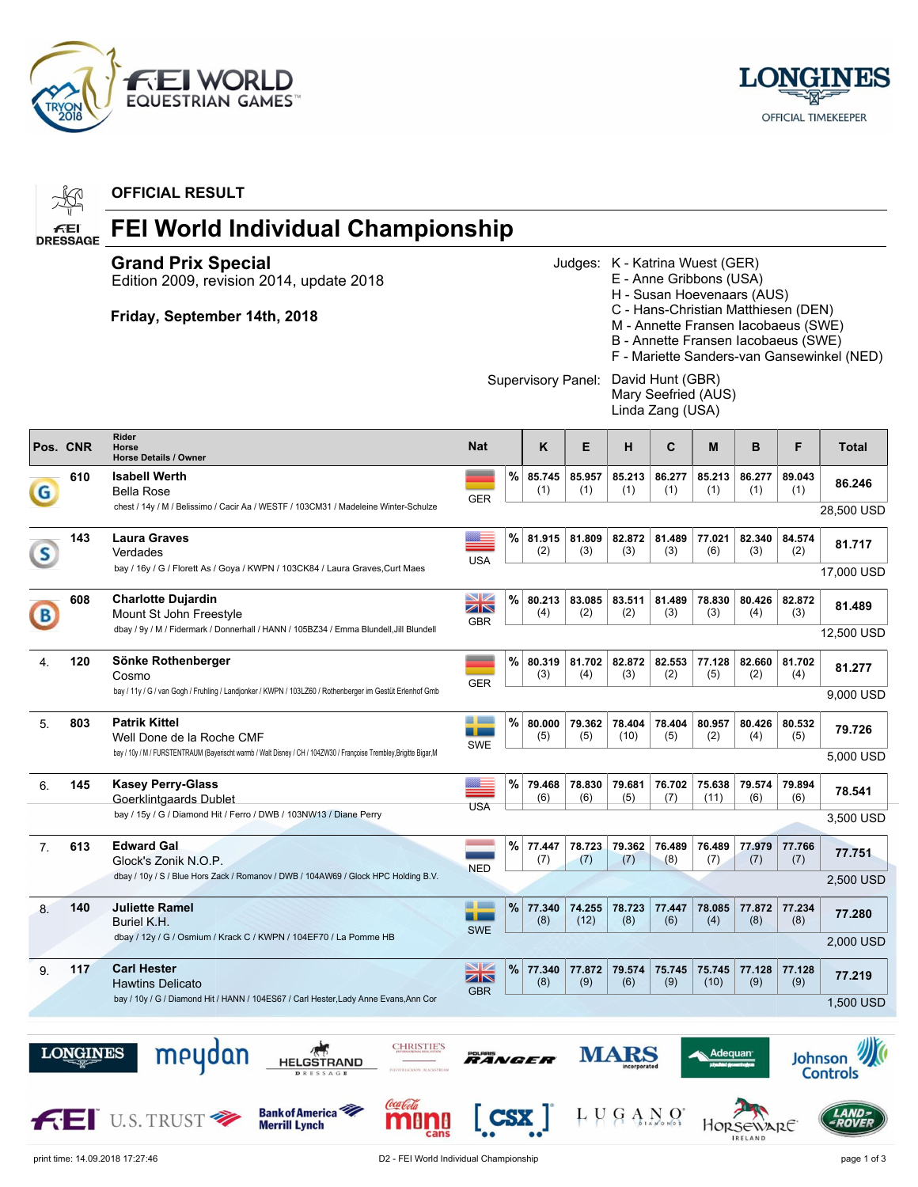OFFICIAL RESULT

# FEI World Individual Championship

## Grand Prix Special

Edition 2009, revision 2014, update 2018

**Friday, September 14th, 2018**

Judges:
K - Katrina Wuest (GER)
E - Anne Gribbons (USA)
H - Susan Hoevenaars (AUS)
C - Hans-Christian Matthiesen (DEN)
M - Annette Fransen Iacobaeus (SWE)
B - Annette Fransen Iacobaeus (SWE)
F - Mariette Sanders-van Gansewinkel (NED)

Supervisory Panel:
David Hunt (GBR)
Mary Seefried (AUS)
Linda Zang (USA)

| Pos. | CNR | Rider / Horse / Horse Details / Owner | Nat | | K | E | H | C | M | B | F | Total |
|---|---|---|---|---|---|---|---|---|---|---|---|---|
| G | 610 | **Isabell Werth**<br>Bella Rose<br>chest / 14y / M / Belissimo / Cacir Aa / WESTF / 103CM31 / Madeleine Winter-Schulze | GER | % | 85.745 (1) | 85.957 (1) | 85.213 (1) | 86.277 (1) | 85.213 (1) | 86.277 (1) | 89.043 (1) | 86.246<br>28,500 USD |
| S | 143 | **Laura Graves**<br>Verdades<br>bay / 16y / G / Florett As / Goya / KWPN / 103CK84 / Laura Graves,Curt Maes | USA | % | 81.915 (2) | 81.809 (3) | 82.872 (3) | 81.489 (3) | 77.021 (6) | 82.340 (3) | 84.574 (2) | 81.717<br>17,000 USD |
| B | 608 | **Charlotte Dujardin**<br>Mount St John Freestyle<br>dbay / 9y / M / Fidermark / Donnerhall / HANN / 105BZ34 / Emma Blundell,Jill Blundell | GBR | % | 80.213 (4) | 83.085 (2) | 83.511 (2) | 81.489 (3) | 78.830 (3) | 80.426 (4) | 82.872 (3) | 81.489<br>12,500 USD |
| 4. | 120 | **Sönke Rothenberger**<br>Cosmo<br>bay / 11y / G / van Gogh / Fruhling / Landjonker / KWPN / 103LZ60 / Rothenberger im Gestüt Erlenhof Gmb | GER | % | 80.319 (3) | 81.702 (4) | 82.872 (3) | 82.553 (2) | 77.128 (5) | 82.660 (2) | 81.702 (4) | 81.277<br>9,000 USD |
| 5. | 803 | **Patrik Kittel**<br>Well Done de la Roche CMF<br>bay / 10y / M / FURSTENTRAUM (Bayerischt warmb / Walt Disney / CH / 104ZW30 / Françoise Trembley,Brigitte Bigar,M | SWE | % | 80.000 (5) | 79.362 (5) | 78.404 (10) | 78.404 (5) | 80.957 (2) | 80.426 (4) | 80.532 (5) | 79.726<br>5,000 USD |
| 6. | 145 | **Kasey Perry-Glass**<br>Goerklintgaards Dublet<br>bay / 15y / G / Diamond Hit / Ferro / DWB / 103NW13 / Diane Perry | USA | % | 79.468 (6) | 78.830 (6) | 79.681 (5) | 76.702 (7) | 75.638 (11) | 79.574 (6) | 79.894 (6) | 78.541<br>3,500 USD |
| 7. | 613 | **Edward Gal**<br>Glock's Zonik N.O.P.<br>dbay / 10y / S / Blue Hors Zack / Romanov / DWB / 104AW69 / Glock HPC Holding B.V. | NED | % | 77.447 (7) | 78.723 (7) | 79.362 (7) | 76.489 (8) | 76.489 (7) | 77.979 (7) | 77.766 (7) | 77.751<br>2,500 USD |
| 8. | 140 | **Juliette Ramel**<br>Buriel K.H.<br>dbay / 12y / G / Osmium / Krack C / KWPN / 104EF70 / La Pomme HB | SWE | % | 77.340 (8) | 74.255 (12) | 78.723 (8) | 77.447 (6) | 78.085 (4) | 77.872 (8) | 77.234 (8) | 77.280<br>2,000 USD |
| 9. | 117 | **Carl Hester**<br>Hawtins Delicato<br>bay / 10y / G / Diamond Hit / HANN / 104ES67 / Carl Hester,Lady Anne Evans,Ann Cor | GBR | % | 77.340 (8) | 77.872 (9) | 79.574 (6) | 75.745 (9) | 75.745 (10) | 77.128 (9) | 77.128 (9) | 77.219<br>1,500 USD |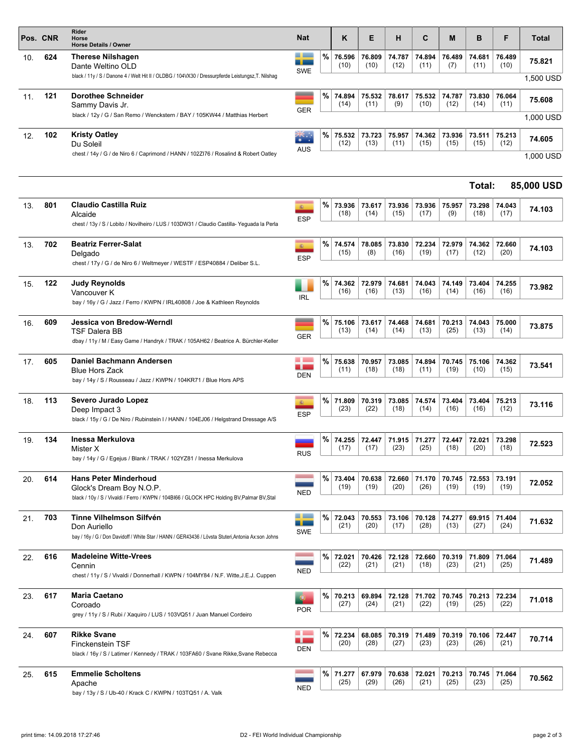| Pos. | CNR | Rider / Horse / Horse Details / Owner | Nat | | K | E | H | C | M | B | F | Total |
|---|---|---|---|---|---|---|---|---|---|---|---|---|
| 10. | 624 | **Therese Nilshagen**<br>Dante Weltino OLD<br>black / 11y / S / Danone 4 / Welt Hit II / OLDBG / 104VX30 / Dressurpferde Leistungsz,T. Nilshag | SWE | % | 76.596 (10) | 76.809 (10) | 74.787 (12) | 74.894 (11) | 76.489 (7) | 74.681 (11) | 76.489 (10) | 75.821<br>1,500 USD |
| 11. | 121 | **Dorothee Schneider**<br>Sammy Davis Jr.<br>black / 12y / G / San Remo / Wenckstern / BAY / 105KW44 / Matthias Herbert | GER | % | 74.894 (14) | 75.532 (11) | 78.617 (9) | 75.532 (10) | 74.787 (12) | 73.830 (14) | 76.064 (11) | 75.608<br>1,000 USD |
| 12. | 102 | **Kristy Oatley**<br>Du Soleil<br>chest / 14y / G / de Niro 6 / Caprimond / HANN / 102ZI76 / Rosalind & Robert Oatley | AUS | % | 75.532 (12) | 73.723 (13) | 75.957 (11) | 74.362 (15) | 73.936 (15) | 73.511 (15) | 75.213 (12) | 74.605<br>1,000 USD |
| | | | | | | | | | | | **Total:** | **85,000 USD** |
| 13. | 801 | **Claudio Castilla Ruiz**<br>Alcaide<br>chest / 13y / S / Lobito / Novilheiro / LUS / 103DW31 / Claudio Castilla- Yeguada la Perla | ESP | % | 73.936 (18) | 73.617 (14) | 73.936 (15) | 73.936 (17) | 75.957 (9) | 73.298 (18) | 74.043 (17) | 74.103 |
| 13. | 702 | **Beatriz Ferrer-Salat**<br>Delgado<br>chest / 17y / G / de Niro 6 / Weltmeyer / WESTF / ESP40884 / Deliber S.L. | ESP | % | 74.574 (15) | 78.085 (8) | 73.830 (16) | 72.234 (19) | 72.979 (17) | 74.362 (12) | 72.660 (20) | 74.103 |
| 15. | 122 | **Judy Reynolds**<br>Vancouver K<br>bay / 16y / G / Jazz / Ferro / KWPN / IRL40808 / Joe & Kathleen Reynolds | IRL | % | 74.362 (16) | 72.979 (16) | 74.681 (13) | 74.043 (16) | 74.149 (14) | 73.404 (16) | 74.255 (16) | 73.982 |
| 16. | 609 | **Jessica von Bredow-Werndl**<br>TSF Dalera BB<br>dbay / 11y / M / Easy Game / Handryk / TRAK / 105AH62 / Beatrice A. Bürchler-Keller | GER | % | 75.106 (13) | 73.617 (14) | 74.468 (14) | 74.681 (13) | 70.213 (25) | 74.043 (13) | 75.000 (14) | 73.875 |
| 17. | 605 | **Daniel Bachmann Andersen**<br>Blue Hors Zack<br>bay / 14y / S / Rousseau / Jazz / KWPN / 104KR71 / Blue Hors APS | DEN | % | 75.638 (11) | 70.957 (18) | 73.085 (18) | 74.894 (11) | 70.745 (19) | 75.106 (10) | 74.362 (15) | 73.541 |
| 18. | 113 | **Severo Jurado Lopez**<br>Deep Impact 3<br>black / 15y / G / De Niro / Rubinstein I / HANN / 104EJ06 / Helgstrand Dressage A/S | ESP | % | 71.809 (23) | 70.319 (22) | 73.085 (18) | 74.574 (14) | 73.404 (16) | 73.404 (16) | 75.213 (12) | 73.116 |
| 19. | 134 | **Inessa Merkulova**<br>Mister X<br>bay / 14y / G / Egejus / Blank / TRAK / 102YZ81 / Inessa Merkulova | RUS | % | 74.255 (17) | 72.447 (17) | 71.915 (23) | 71.277 (25) | 72.447 (18) | 72.021 (20) | 73.298 (18) | 72.523 |
| 20. | 614 | **Hans Peter Minderhoud**<br>Glock's Dream Boy N.O.P.<br>black / 10y / S / Vivaldi / Ferro / KWPN / 104BI66 / GLOCK HPC Holding BV,Palmar BV,Stal | NED | % | 73.404 (19) | 70.638 (19) | 72.660 (20) | 71.170 (26) | 70.745 (19) | 72.553 (19) | 73.191 (19) | 72.052 |
| 21. | 703 | **Tinne Vilhelmson Silfvén**<br>Don Auriello<br>bay / 16y / G / Don Davidoff / White Star / HANN / GER43436 / Lövsta Stuteri,Antonia Ax:son Johns | SWE | % | 72.043 (21) | 70.553 (20) | 73.106 (17) | 70.128 (28) | 74.277 (13) | 69.915 (27) | 71.404 (24) | 71.632 |
| 22. | 616 | **Madeleine Witte-Vrees**<br>Cennin<br>chest / 11y / S / Vivaldi / Donnerhall / KWPN / 104MY84 / N.F. Witte,J.E.J. Cuppen | NED | % | 72.021 (22) | 70.426 (21) | 72.128 (21) | 72.660 (18) | 70.319 (23) | 71.809 (21) | 71.064 (25) | 71.489 |
| 23. | 617 | **Maria Caetano**<br>Coroado<br>grey / 11y / S / Rubi / Xaquiro / LUS / 103VQ51 / Juan Manuel Cordeiro | POR | % | 70.213 (27) | 69.894 (24) | 72.128 (21) | 71.702 (22) | 70.745 (19) | 70.213 (25) | 72.234 (22) | 71.018 |
| 24. | 607 | **Rikke Svane**<br>Finckenstein TSF<br>black / 16y / S / Latimer / Kennedy / TRAK / 103FA60 / Svane Rikke,Svane Rebecca | DEN | % | 72.234 (20) | 68.085 (28) | 70.319 (27) | 71.489 (23) | 70.319 (23) | 70.106 (26) | 72.447 (21) | 70.714 |
| 25. | 615 | **Emmelie Scholtens**<br>Apache<br>bay / 13y / S / Ub-40 / Krack C / KWPN / 103TQ51 / A. Valk | NED | % | 71.277 (25) | 67.979 (29) | 70.638 (26) | 72.021 (21) | 70.213 (25) | 70.745 (23) | 71.064 (25) | 70.562 |

print time: 14.09.2018 17:27:46 D2 - FEI World Individual Championship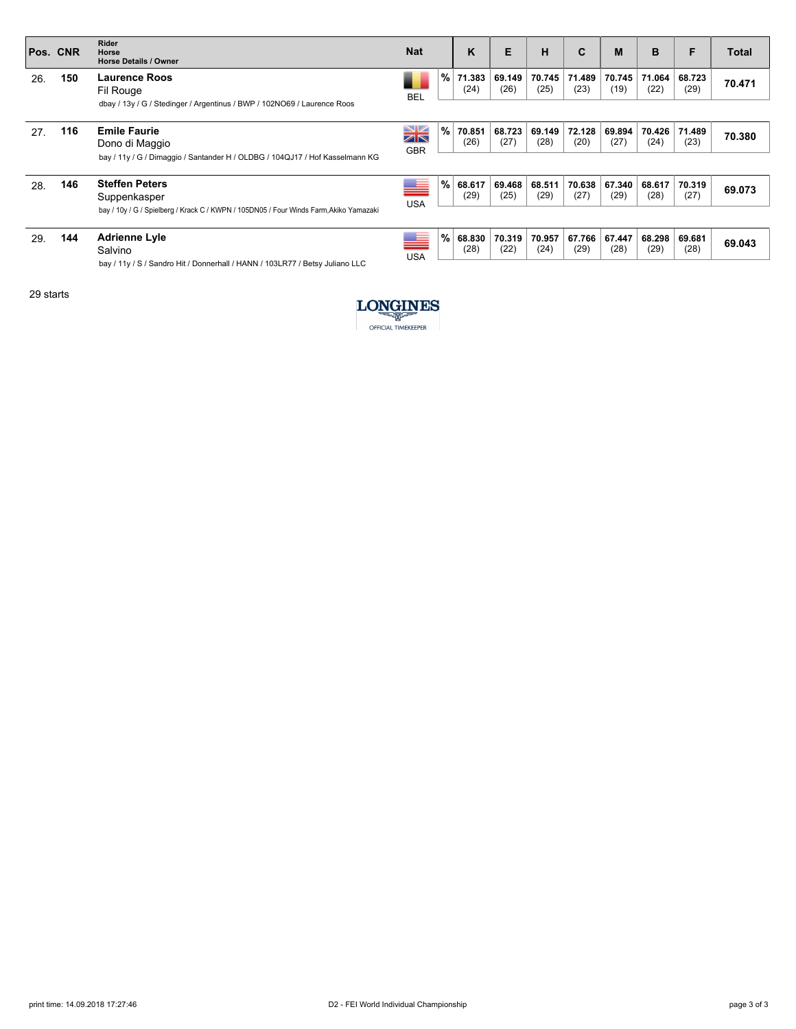| Pos. | CNR | Rider / Horse / Horse Details / Owner | Nat | | K | E | H | C | M | B | F | Total |
|---|---|---|---|---|---|---|---|---|---|---|---|---|
| 26. | 150 | **Laurence Roos** Fil Rouge dbay / 13y / G / Stedinger / Argentinus / BWP / 102NO69 / Laurence Roos | BEL | % | 71.383 (24) | 69.149 (26) | 70.745 (25) | 71.489 (23) | 70.745 (19) | 71.064 (22) | 68.723 (29) | 70.471 |
| 27. | 116 | **Emile Faurie** Dono di Maggio bay / 11y / G / Dimaggio / Santander H / OLDBG / 104QJ17 / Hof Kasselmann KG | GBR | % | 70.851 (26) | 68.723 (27) | 69.149 (28) | 72.128 (20) | 69.894 (27) | 70.426 (24) | 71.489 (23) | 70.380 |
| 28. | 146 | **Steffen Peters** Suppenkasper bay / 10y / G / Spielberg / Krack C / KWPN / 105DN05 / Four Winds Farm,Akiko Yamazaki | USA | % | 68.617 (29) | 69.468 (25) | 68.511 (29) | 70.638 (27) | 67.340 (29) | 68.617 (28) | 70.319 (27) | 69.073 |
| 29. | 144 | **Adrienne Lyle** Salvino bay / 11y / S / Sandro Hit / Donnerhall / HANN / 103LR77 / Betsy Juliano LLC | USA | % | 68.830 (28) | 70.319 (22) | 70.957 (24) | 67.766 (29) | 67.447 (28) | 68.298 (29) | 69.681 (28) | 69.043 |

29 starts

LONGINES
OFFICIAL TIMEKEEPER

print time: 14.09.2018 17:27:46

D2 - FEI World Individual Championship